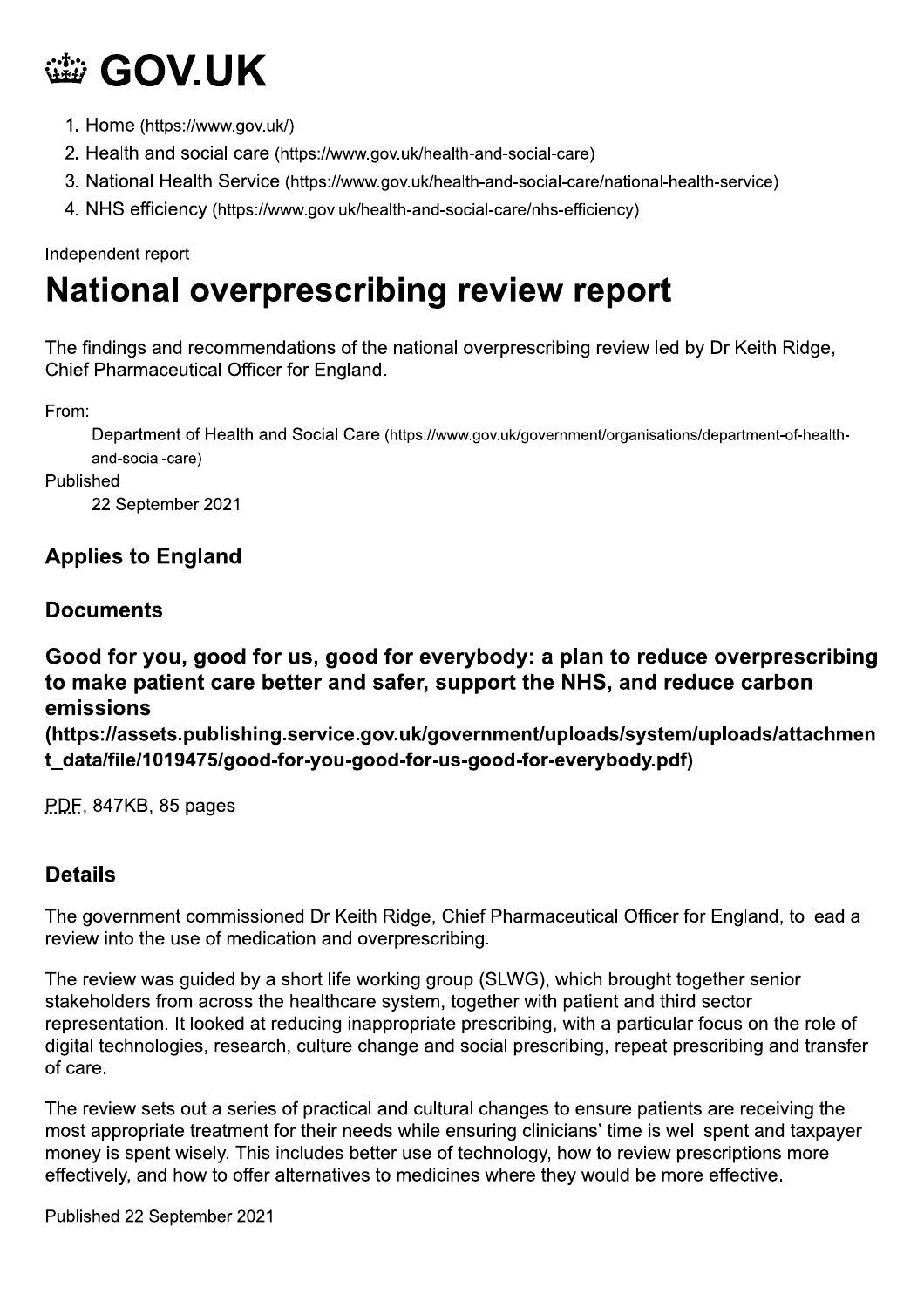# GOV.UK

1. Home (https://www.gov.uk/)
2. Health and social care (https://www.gov.uk/health-and-social-care)
3. National Health Service (https://www.gov.uk/health-and-social-care/national-health-service)
4. NHS efficiency (https://www.gov.uk/health-and-social-care/nhs-efficiency)

Independent report

# National overprescribing review report

The findings and recommendations of the national overprescribing review led by Dr Keith Ridge, Chief Pharmaceutical Officer for England.

From:

Department of Health and Social Care (https://www.gov.uk/government/organisations/department-of-health-and-social-care)

Published

22 September 2021

### Applies to England

### Documents

### Good for you, good for us, good for everybody: a plan to reduce overprescribing to make patient care better and safer, support the NHS, and reduce carbon emissions (https://assets.publishing.service.gov.uk/government/uploads/system/uploads/attachment_data/file/1019475/good-for-you-good-for-us-good-for-everybody.pdf)

PDF, 847KB, 85 pages

### Details

The government commissioned Dr Keith Ridge, Chief Pharmaceutical Officer for England, to lead a review into the use of medication and overprescribing.

The review was guided by a short life working group (SLWG), which brought together senior stakeholders from across the healthcare system, together with patient and third sector representation. It looked at reducing inappropriate prescribing, with a particular focus on the role of digital technologies, research, culture change and social prescribing, repeat prescribing and transfer of care.

The review sets out a series of practical and cultural changes to ensure patients are receiving the most appropriate treatment for their needs while ensuring clinicians' time is well spent and taxpayer money is spent wisely. This includes better use of technology, how to review prescriptions more effectively, and how to offer alternatives to medicines where they would be more effective.

Published 22 September 2021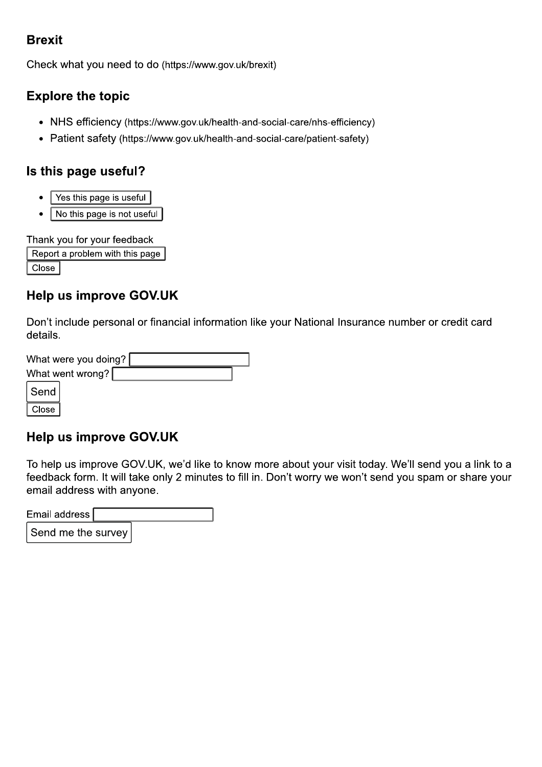## Brexit

Check what you need to do (https://www.gov.uk/brexit)

## Explore the topic

- NHS efficiency (https://www.gov.uk/health-and-social-care/nhs-efficiency)
- Patient safety (https://www.gov.uk/health-and-social-care/patient-safety)

## Is this page useful?

- Yes this page is useful
- No this page is not useful

Thank you for your feedback

Report a problem with this page

Close

## Help us improve GOV.UK

Don't include personal or financial information like your National Insurance number or credit card details.

What were you doing?

What went wrong?

Send

Close

## Help us improve GOV.UK

To help us improve GOV.UK, we'd like to know more about your visit today. We'll send you a link to a feedback form. It will take only 2 minutes to fill in. Don't worry we won't send you spam or share your email address with anyone.

Email address

Send me the survey